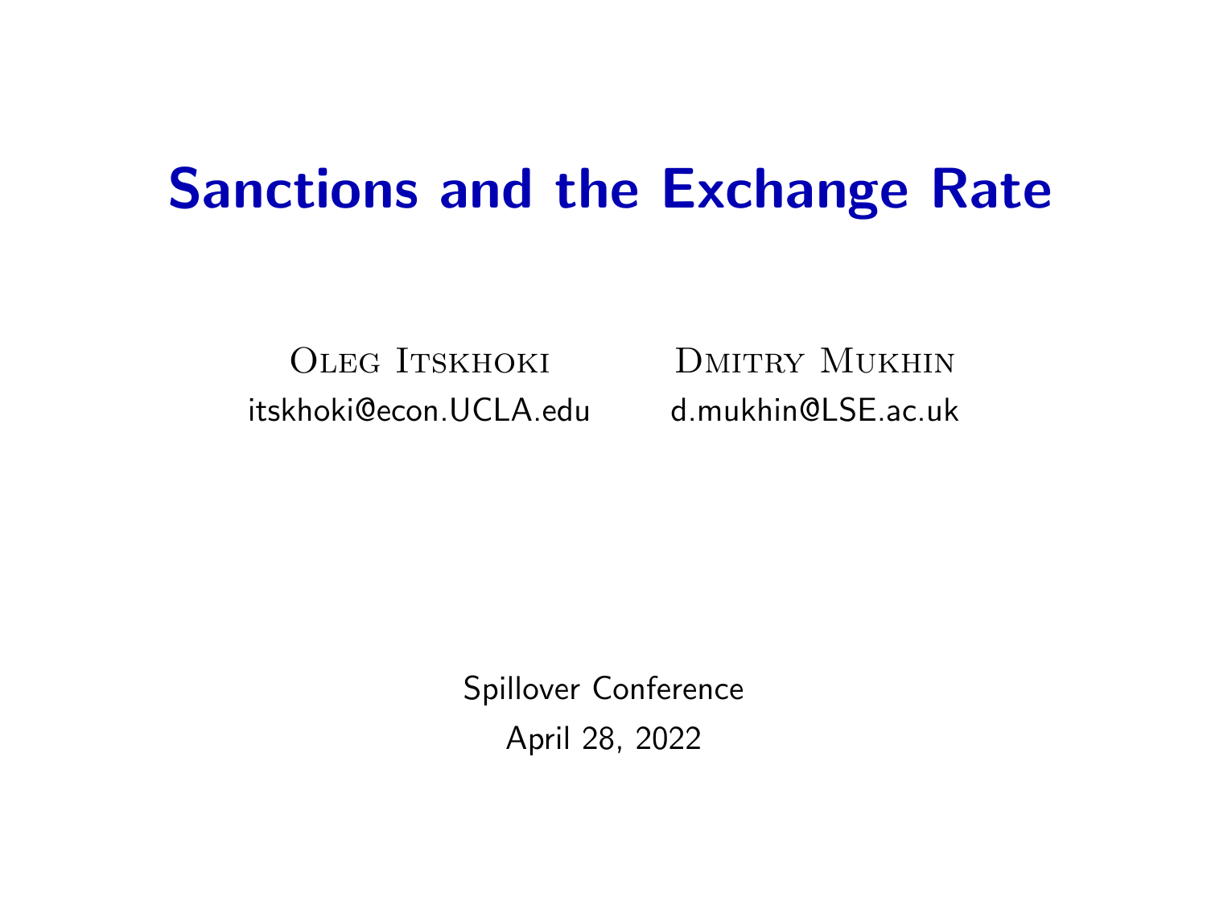# Sanctions and the Exchange Rate

Oleg Itskhoki
itskhoki@econ.UCLA.edu

Dmitry Mukhin
d.mukhin@LSE.ac.uk

Spillover Conference
April 28, 2022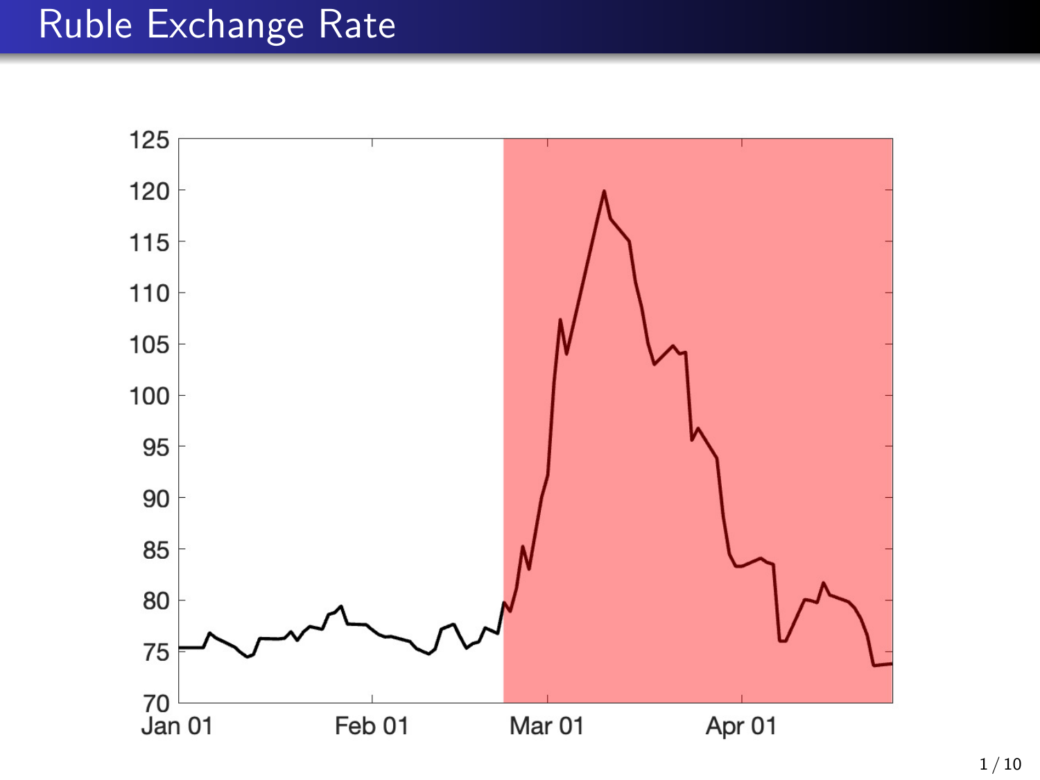# Ruble Exchange Rate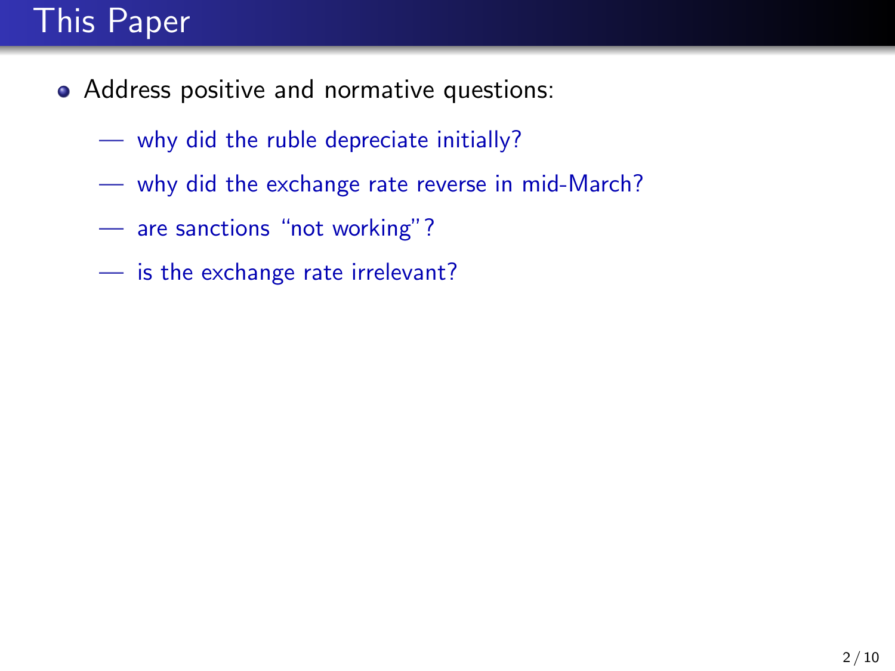# This Paper

- Address positive and normative questions:
  - — why did the ruble depreciate initially?
  - — why did the exchange rate reverse in mid-March?
  - — are sanctions "not working"?
  - — is the exchange rate irrelevant?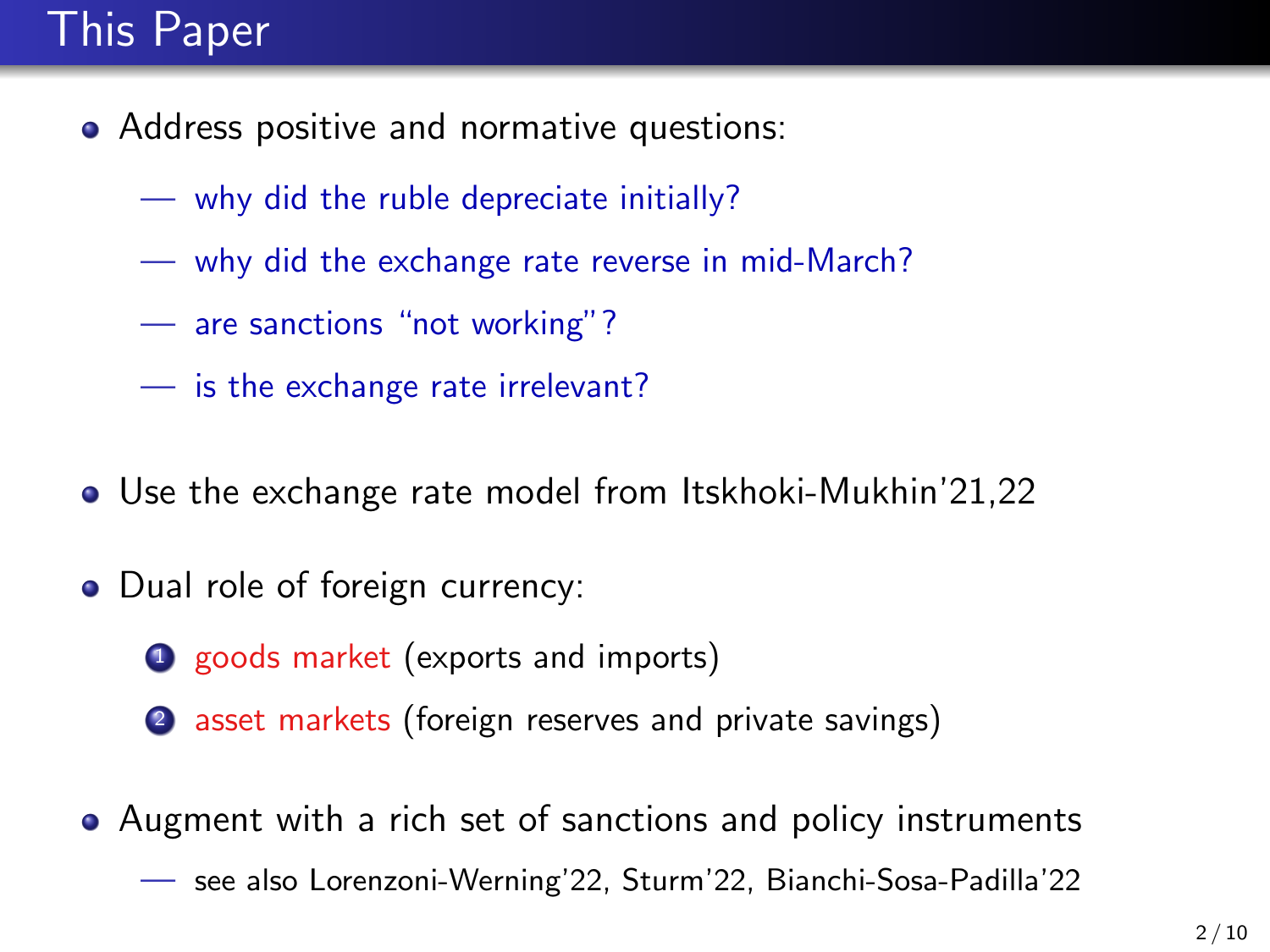# This Paper

- Address positive and normative questions:
  - — why did the ruble depreciate initially?
  - — why did the exchange rate reverse in mid-March?
  - — are sanctions "not working"?
  - — is the exchange rate irrelevant?

- Use the exchange rate model from Itskhoki-Mukhin'21,22

- Dual role of foreign currency:
  1. goods market (exports and imports)
  2. asset markets (foreign reserves and private savings)

- Augment with a rich set of sanctions and policy instruments
  - — see also Lorenzoni-Werning'22, Sturm'22, Bianchi-Sosa-Padilla'22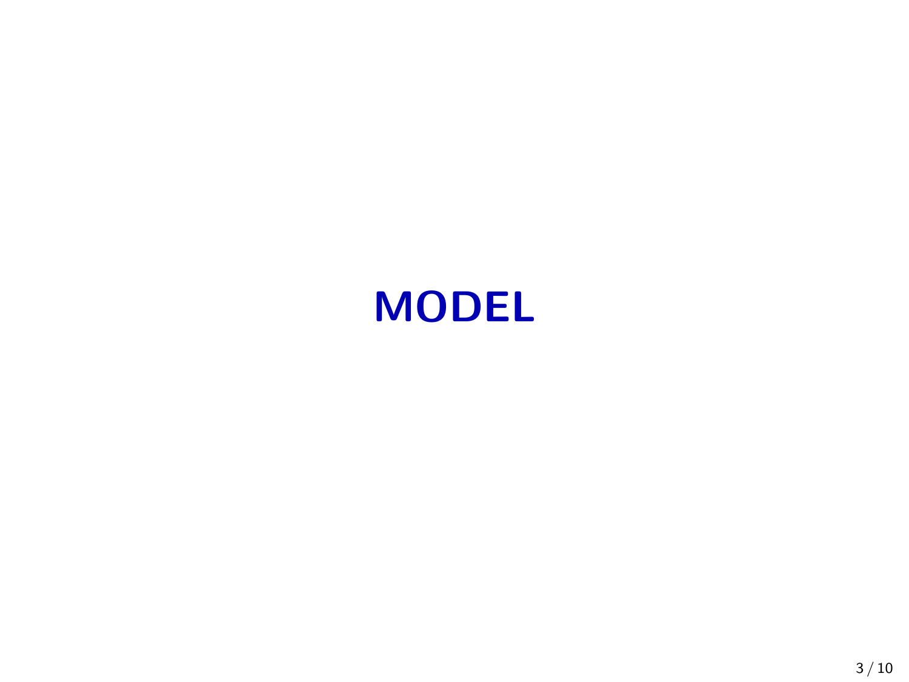# MODEL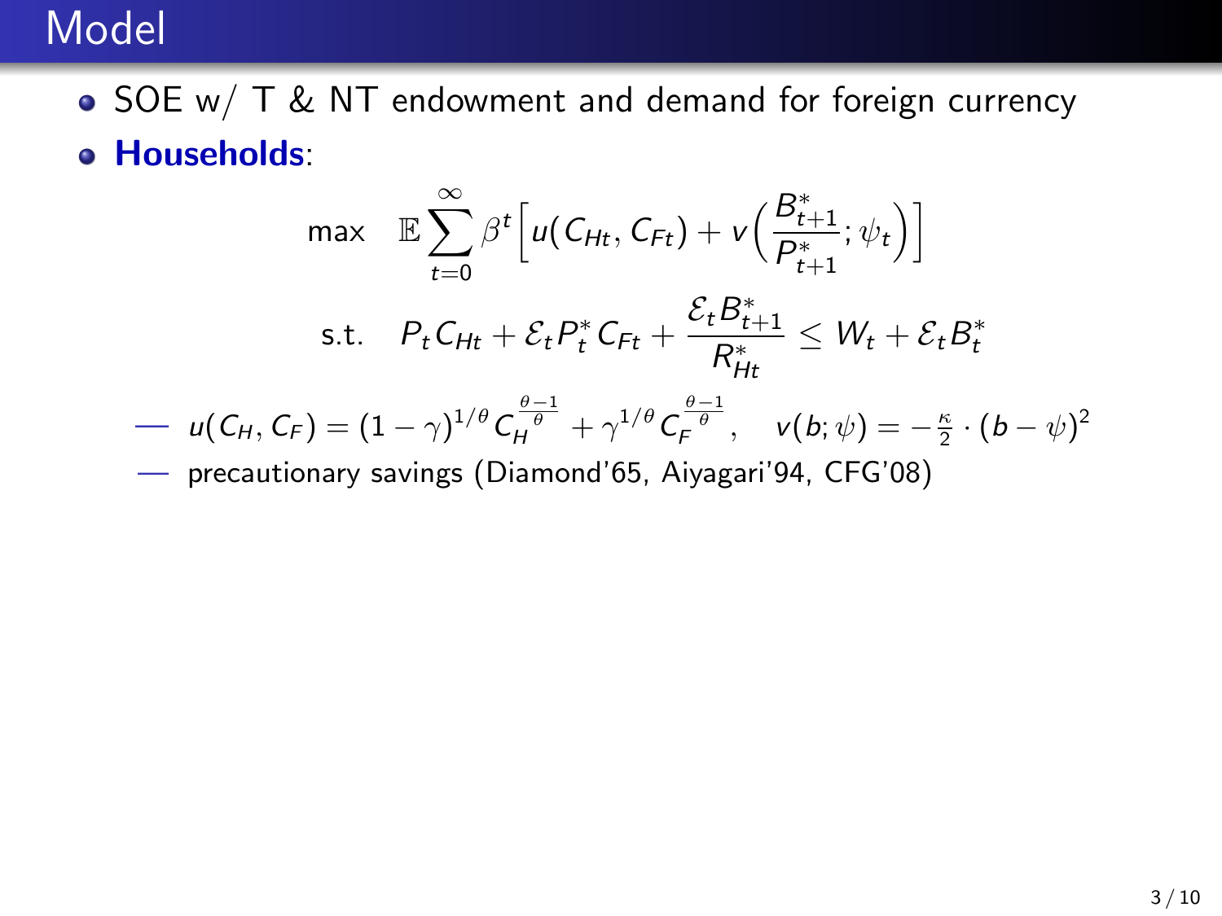# Model

- SOE w/ T & NT endowment and demand for foreign currency
- **Households**:

$$\max \quad \mathbb{E}\sum_{t=0}^{\infty}\beta^t\Big[u(C_{Ht},C_{Ft}) + v\Big(\frac{B^*_{t+1}}{P^*_{t+1}};\psi_t\Big)\Big]$$

$$\text{s.t.} \quad P_t C_{Ht} + \mathcal{E}_t P^*_t C_{Ft} + \frac{\mathcal{E}_t B^*_{t+1}}{R^*_{Ht}} \le W_t + \mathcal{E}_t B^*_t$$

  — $u(C_H,C_F) = (1-\gamma)^{1/\theta} C_H^{\frac{\theta-1}{\theta}} + \gamma^{1/\theta} C_F^{\frac{\theta-1}{\theta}}, \quad v(b;\psi) = -\frac{\kappa}{2}\cdot(b-\psi)^2$

  — precautionary savings (Diamond'65, Aiyagari'94, CFG'08)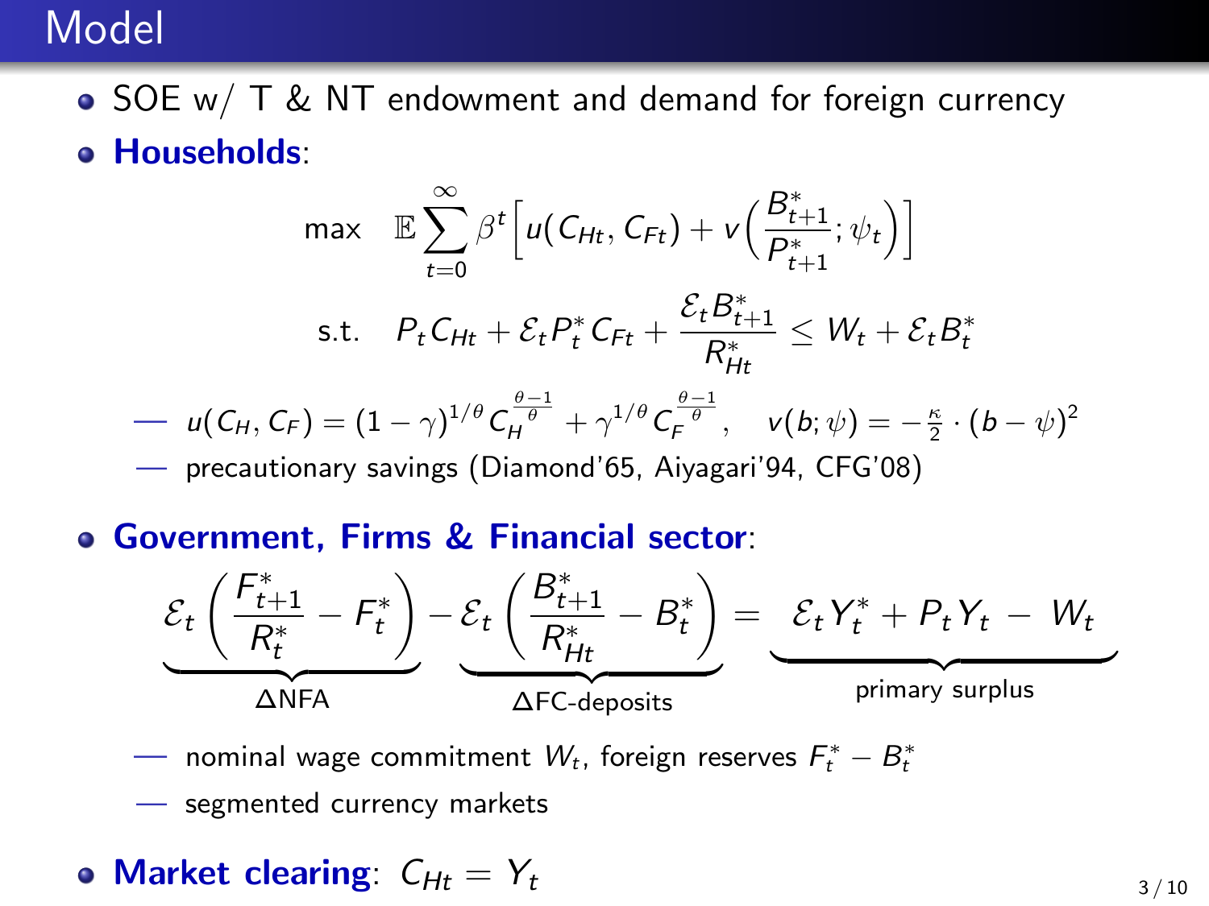# Model

- SOE w/ T & NT endowment and demand for foreign currency
- **Households**:

$$\max \quad \mathbb{E}\sum_{t=0}^{\infty}\beta^t\Big[u(C_{Ht},C_{Ft})+v\Big(\frac{B^*_{t+1}}{P^*_{t+1}};\psi_t\Big)\Big]$$

$$\text{s.t.} \quad P_tC_{Ht}+\mathcal{E}_tP^*_tC_{Ft}+\frac{\mathcal{E}_tB^*_{t+1}}{R^*_{Ht}}\le W_t+\mathcal{E}_tB^*_t$$

  — $u(C_H,C_F)=(1-\gamma)^{1/\theta}C_H^{\frac{\theta-1}{\theta}}+\gamma^{1/\theta}C_F^{\frac{\theta-1}{\theta}}, \quad v(b;\psi)=-\frac{\kappa}{2}\cdot(b-\psi)^2$

  — precautionary savings (Diamond'65, Aiyagari'94, CFG'08)

- **Government, Firms & Financial sector**:

$$\underbrace{\mathcal{E}_t\left(\frac{F^*_{t+1}}{R^*_t}-F^*_t\right)}_{\Delta\text{NFA}}-\underbrace{\mathcal{E}_t\left(\frac{B^*_{t+1}}{R^*_{Ht}}-B^*_t\right)}_{\Delta\text{FC-deposits}}=\underbrace{\mathcal{E}_tY^*_t+P_tY_t\ -\ W_t}_{\text{primary surplus}}$$

  — nominal wage commitment $W_t$, foreign reserves $F^*_t-B^*_t$

  — segmented currency markets

- **Market clearing**: $C_{Ht}=Y_t$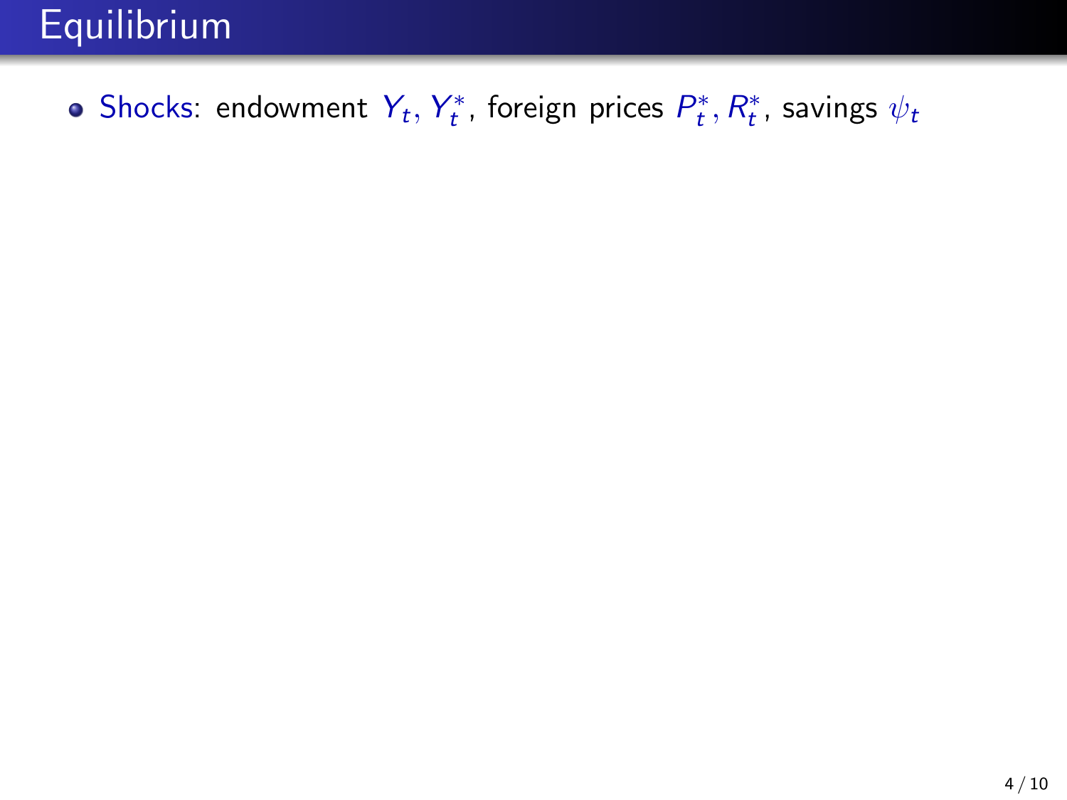# Equilibrium

- Shocks: endowment $Y_t, Y_t^*$, foreign prices $P_t^*, R_t^*$, savings $\psi_t$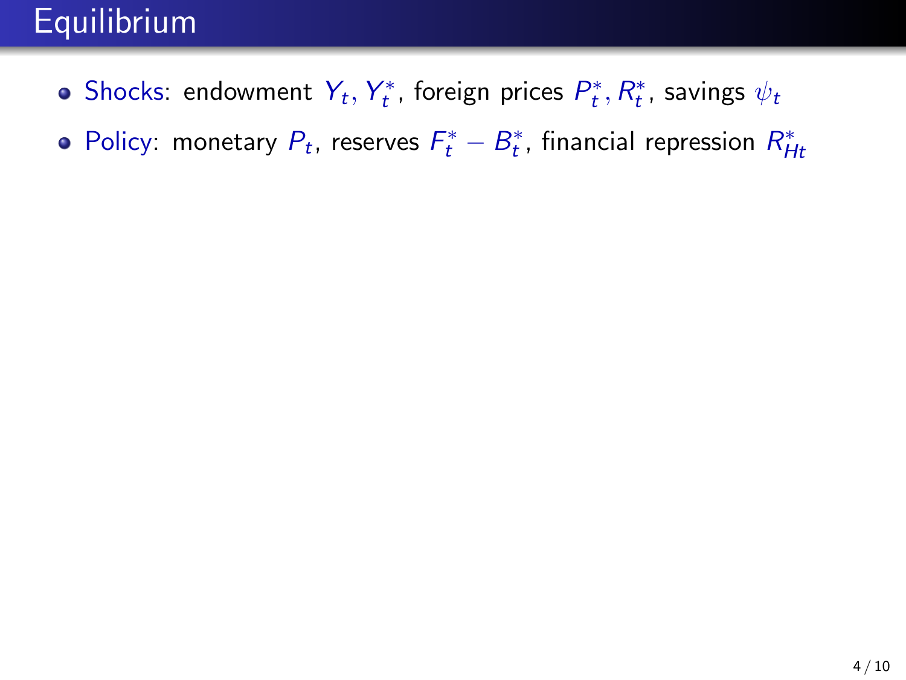# Equilibrium

- Shocks: endowment $Y_t, Y_t^*$, foreign prices $P_t^*, R_t^*$, savings $\psi_t$
- Policy: monetary $P_t$, reserves $F_t^* - B_t^*$, financial repression $R_{Ht}^*$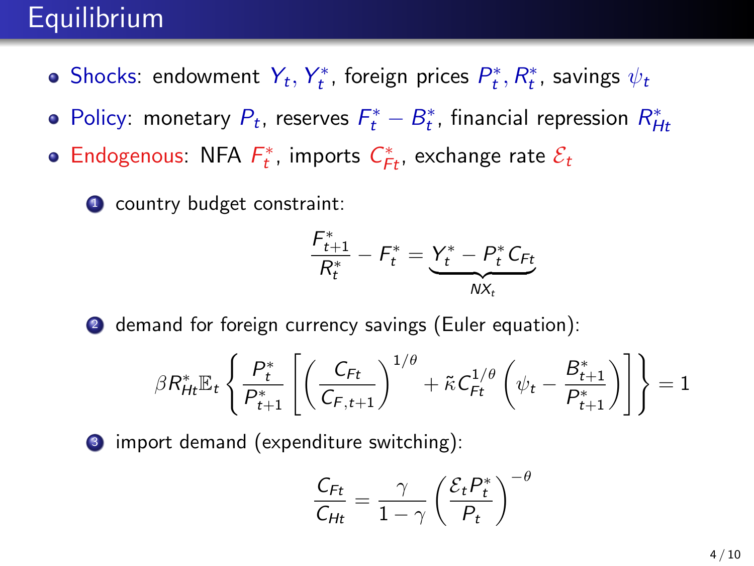# Equilibrium

- Shocks: endowment $Y_t, Y_t^*$, foreign prices $P_t^*, R_t^*$, savings $\psi_t$
- Policy: monetary $P_t$, reserves $F_t^* - B_t^*$, financial repression $R_{Ht}^*$
- Endogenous: NFA $F_t^*$, imports $C_{Ft}^*$, exchange rate $\mathcal{E}_t$

1. country budget constraint:

$$\frac{F_{t+1}^*}{R_t^*} - F_t^* = \underbrace{Y_t^* - P_t^* C_{Ft}}_{NX_t}$$

2. demand for foreign currency savings (Euler equation):

$$\beta R_{Ht}^* \mathbb{E}_t \left\{ \frac{P_t^*}{P_{t+1}^*} \left[ \left( \frac{C_{Ft}}{C_{F,t+1}} \right)^{1/\theta} + \tilde{\kappa} C_{Ft}^{1/\theta} \left( \psi_t - \frac{B_{t+1}^*}{P_{t+1}^*} \right) \right] \right\} = 1$$

3. import demand (expenditure switching):

$$\frac{C_{Ft}}{C_{Ht}} = \frac{\gamma}{1-\gamma} \left( \frac{\mathcal{E}_t P_t^*}{P_t} \right)^{-\theta}$$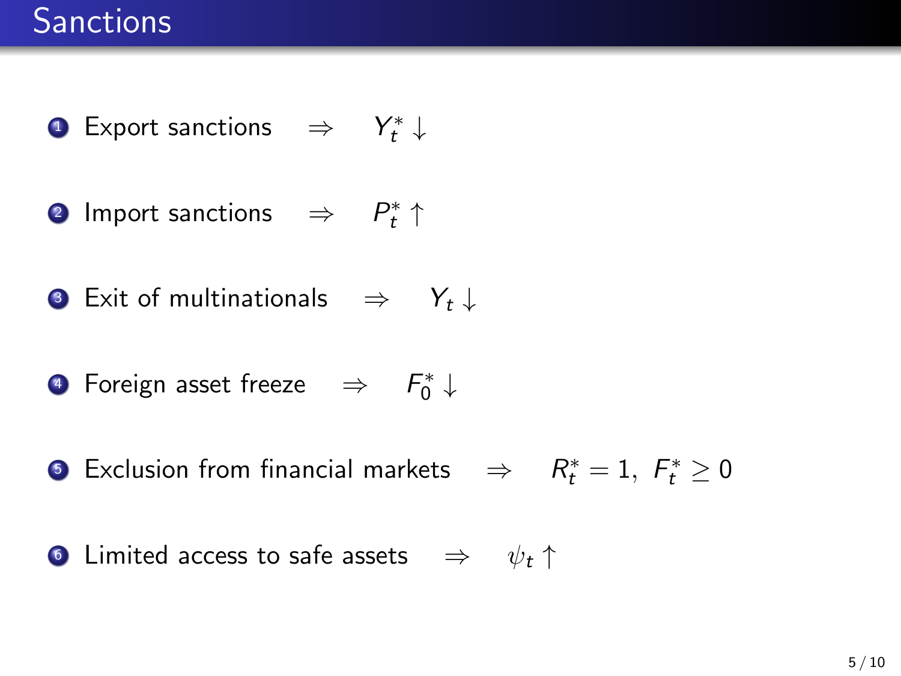# Sanctions

1. Export sanctions $\Rightarrow$ $Y_t^* \downarrow$
2. Import sanctions $\Rightarrow$ $P_t^* \uparrow$
3. Exit of multinationals $\Rightarrow$ $Y_t \downarrow$
4. Foreign asset freeze $\Rightarrow$ $F_0^* \downarrow$
5. Exclusion from financial markets $\Rightarrow$ $R_t^* = 1,\ F_t^* \geq 0$
6. Limited access to safe assets $\Rightarrow$ $\psi_t \uparrow$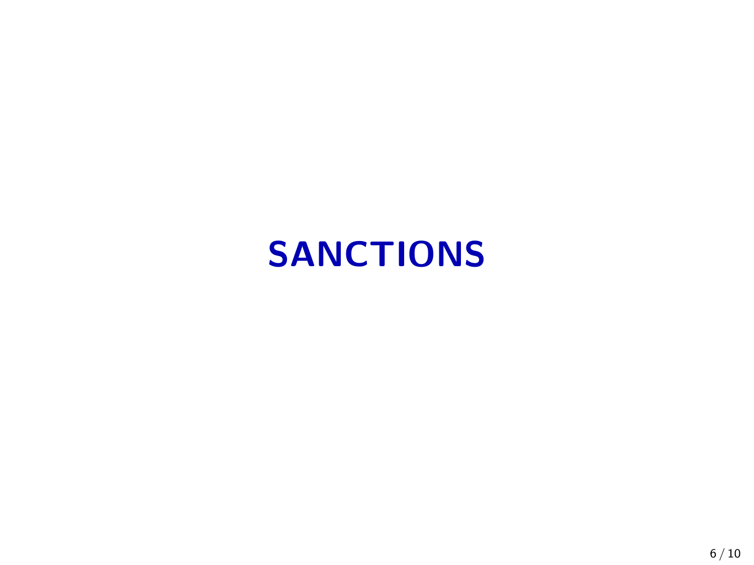# SANCTIONS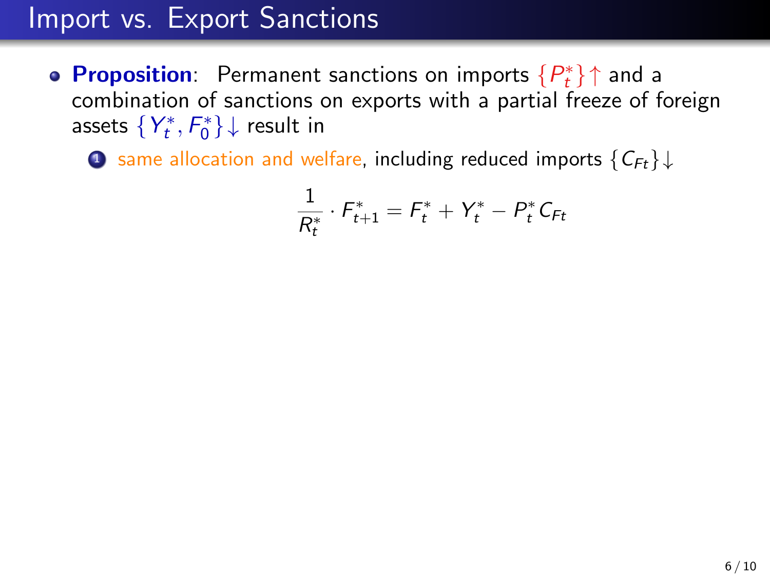# Import vs. Export Sanctions

- **Proposition**: Permanent sanctions on imports $\{P_t^*\}\uparrow$ and a combination of sanctions on exports with a partial freeze of foreign assets $\{Y_t^*, F_0^*\}\downarrow$ result in

  1. same allocation and welfare, including reduced imports $\{C_{Ft}\}\downarrow$

$$\frac{1}{R_t^*} \cdot F_{t+1}^* = F_t^* + Y_t^* - P_t^* C_{Ft}$$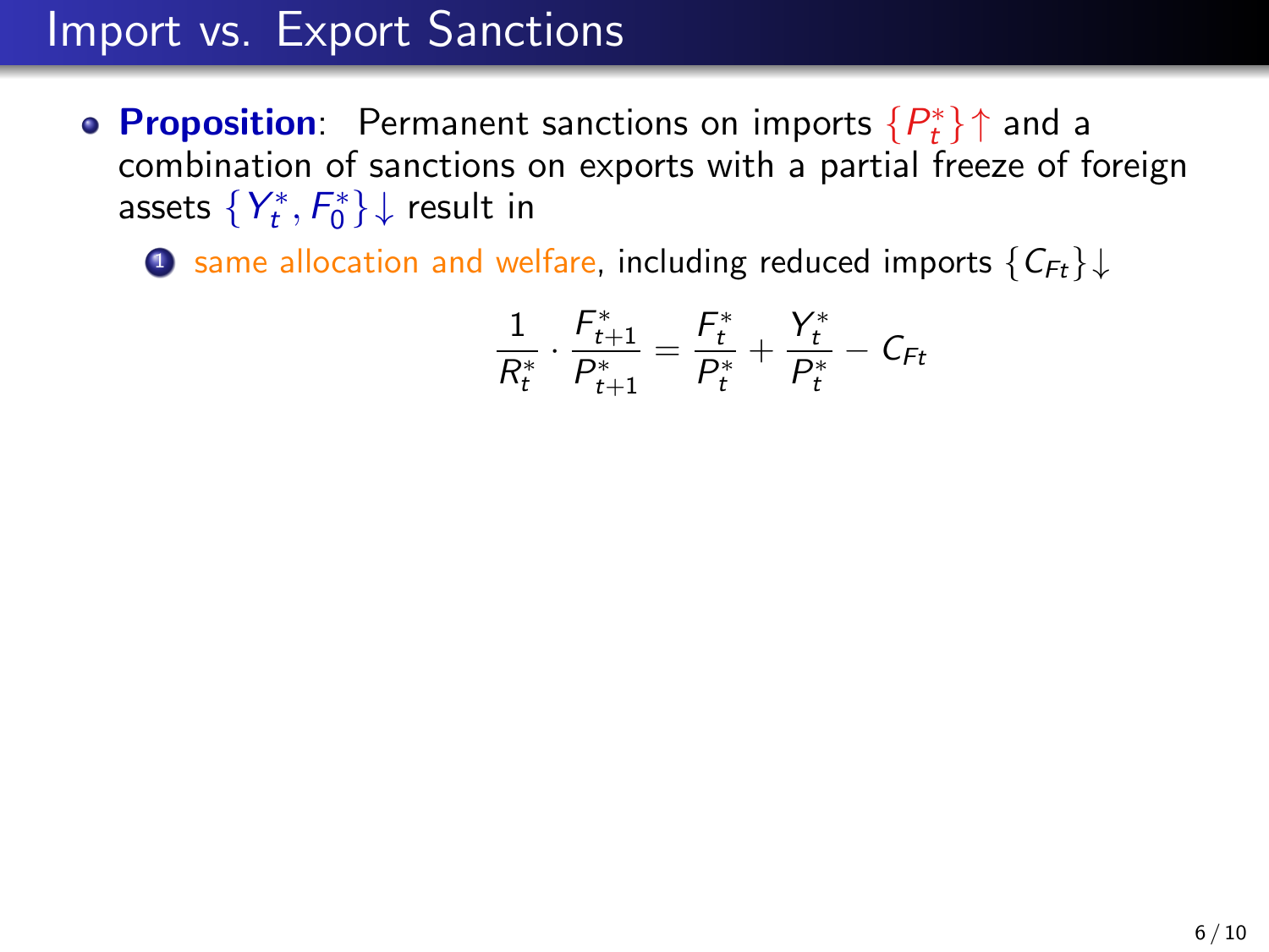# Import vs. Export Sanctions

- **Proposition**: Permanent sanctions on imports $\{P_t^*\}\uparrow$ and a combination of sanctions on exports with a partial freeze of foreign assets $\{Y_t^*, F_0^*\}\downarrow$ result in

  1. same allocation and welfare, including reduced imports $\{C_{Ft}\}\downarrow$

$$\frac{1}{R_t^*} \cdot \frac{F_{t+1}^*}{P_{t+1}^*} = \frac{F_t^*}{P_t^*} + \frac{Y_t^*}{P_t^*} - C_{Ft}$$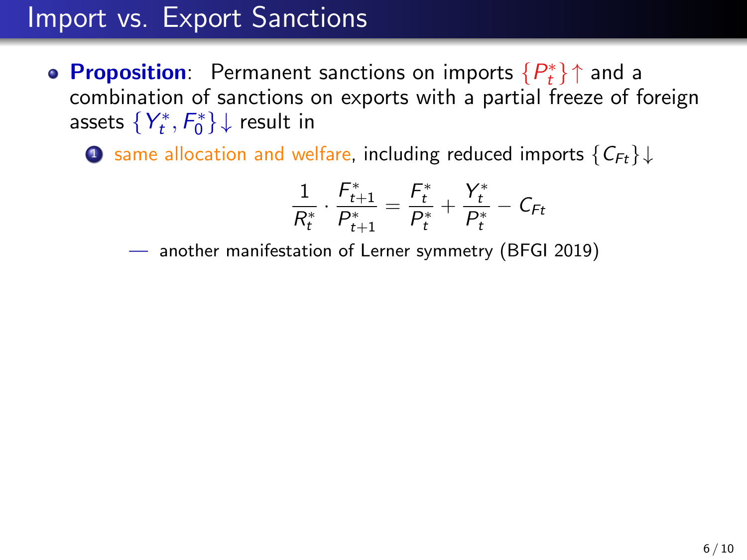# Import vs. Export Sanctions

- **Proposition**: Permanent sanctions on imports $\{P_t^*\}\uparrow$ and a combination of sanctions on exports with a partial freeze of foreign assets $\{Y_t^*, F_0^*\}\downarrow$ result in

  1. same allocation and welfare, including reduced imports $\{C_{Ft}\}\downarrow$

$$\frac{1}{R_t^*} \cdot \frac{F_{t+1}^*}{P_{t+1}^*} = \frac{F_t^*}{P_t^*} + \frac{Y_t^*}{P_t^*} - C_{Ft}$$

  — another manifestation of Lerner symmetry (BFGI 2019)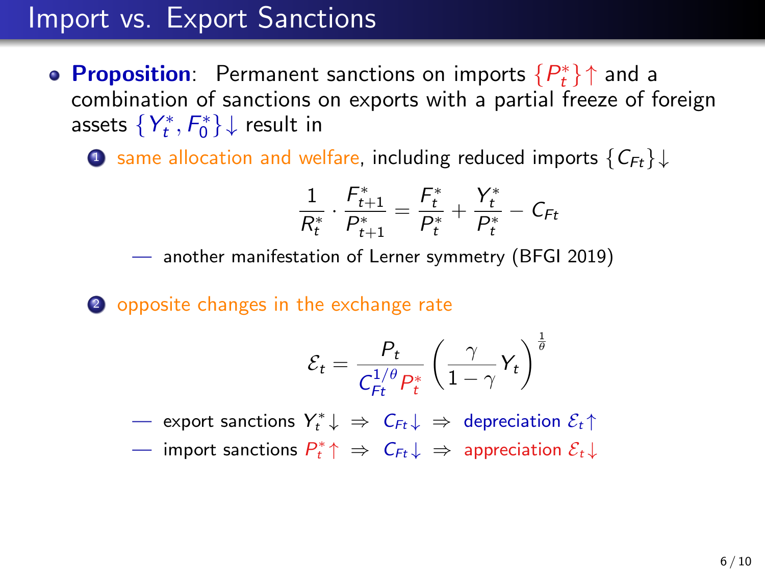# Import vs. Export Sanctions

- **Proposition**: Permanent sanctions on imports $\{P_t^*\}\uparrow$ and a combination of sanctions on exports with a partial freeze of foreign assets $\{Y_t^*, F_0^*\}\downarrow$ result in

  1. same allocation and welfare, including reduced imports $\{C_{Ft}\}\downarrow$

  $$\frac{1}{R_t^*} \cdot \frac{F_{t+1}^*}{P_{t+1}^*} = \frac{F_t^*}{P_t^*} + \frac{Y_t^*}{P_t^*} - C_{Ft}$$

  — another manifestation of Lerner symmetry (BFGI 2019)

  2. opposite changes in the exchange rate

  $$\mathcal{E}_t = \frac{P_t}{C_{Ft}^{1/\theta} P_t^*} \left( \frac{\gamma}{1-\gamma} Y_t \right)^{\frac{1}{\theta}}$$

  — export sanctions $Y_t^* \downarrow \;\Rightarrow\; C_{Ft}\downarrow \;\Rightarrow\;$ depreciation $\mathcal{E}_t \uparrow$

  — import sanctions $P_t^* \uparrow \;\Rightarrow\; C_{Ft}\downarrow \;\Rightarrow\;$ appreciation $\mathcal{E}_t \downarrow$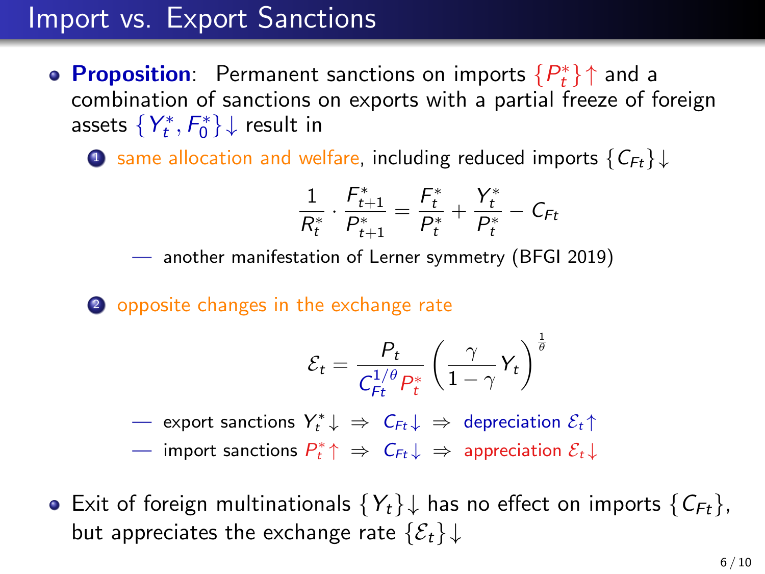# Import vs. Export Sanctions

- **Proposition**: Permanent sanctions on imports $\{P_t^*\}\uparrow$ and a combination of sanctions on exports with a partial freeze of foreign assets $\{Y_t^*, F_0^*\}\downarrow$ result in

  1. same allocation and welfare, including reduced imports $\{C_{Ft}\}\downarrow$

  $$\frac{1}{R_t^*} \cdot \frac{F_{t+1}^*}{P_{t+1}^*} = \frac{F_t^*}{P_t^*} + \frac{Y_t^*}{P_t^*} - C_{Ft}$$

  — another manifestation of Lerner symmetry (BFGI 2019)

  2. opposite changes in the exchange rate

  $$\mathcal{E}_t = \frac{P_t}{C_{Ft}^{1/\theta} P_t^*} \left( \frac{\gamma}{1-\gamma} Y_t \right)^{\frac{1}{\theta}}$$

  — export sanctions $Y_t^*\downarrow \;\Rightarrow\; C_{Ft}\downarrow \;\Rightarrow\;$ depreciation $\mathcal{E}_t\uparrow$

  — import sanctions $P_t^*\uparrow \;\Rightarrow\; C_{Ft}\downarrow \;\Rightarrow\;$ appreciation $\mathcal{E}_t\downarrow$

- Exit of foreign multinationals $\{Y_t\}\downarrow$ has no effect on imports $\{C_{Ft}\}$, but appreciates the exchange rate $\{\mathcal{E}_t\}\downarrow$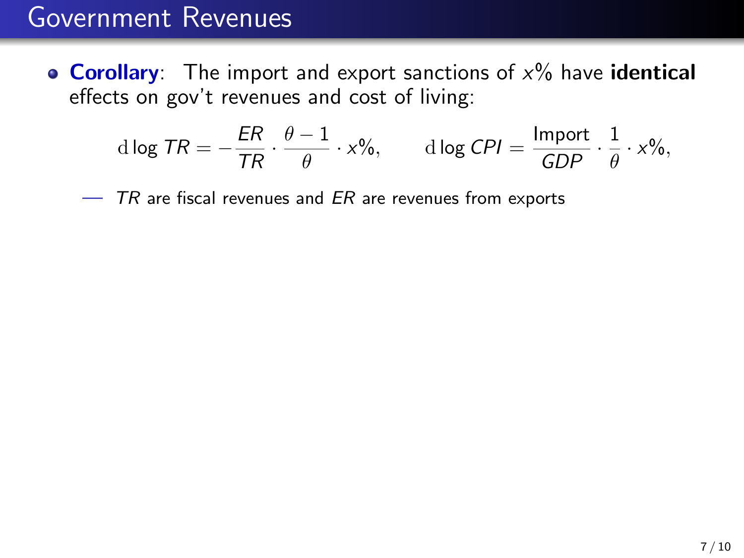# Government Revenues

- **Corollary**: The import and export sanctions of $x\%$ have **identical** effects on gov't revenues and cost of living:

$$\mathrm{d}\log TR = -\frac{ER}{TR} \cdot \frac{\theta - 1}{\theta} \cdot x\%, \qquad \mathrm{d}\log CPI = \frac{\text{Import}}{GDP} \cdot \frac{1}{\theta} \cdot x\%,$$

  — $TR$ are fiscal revenues and $ER$ are revenues from exports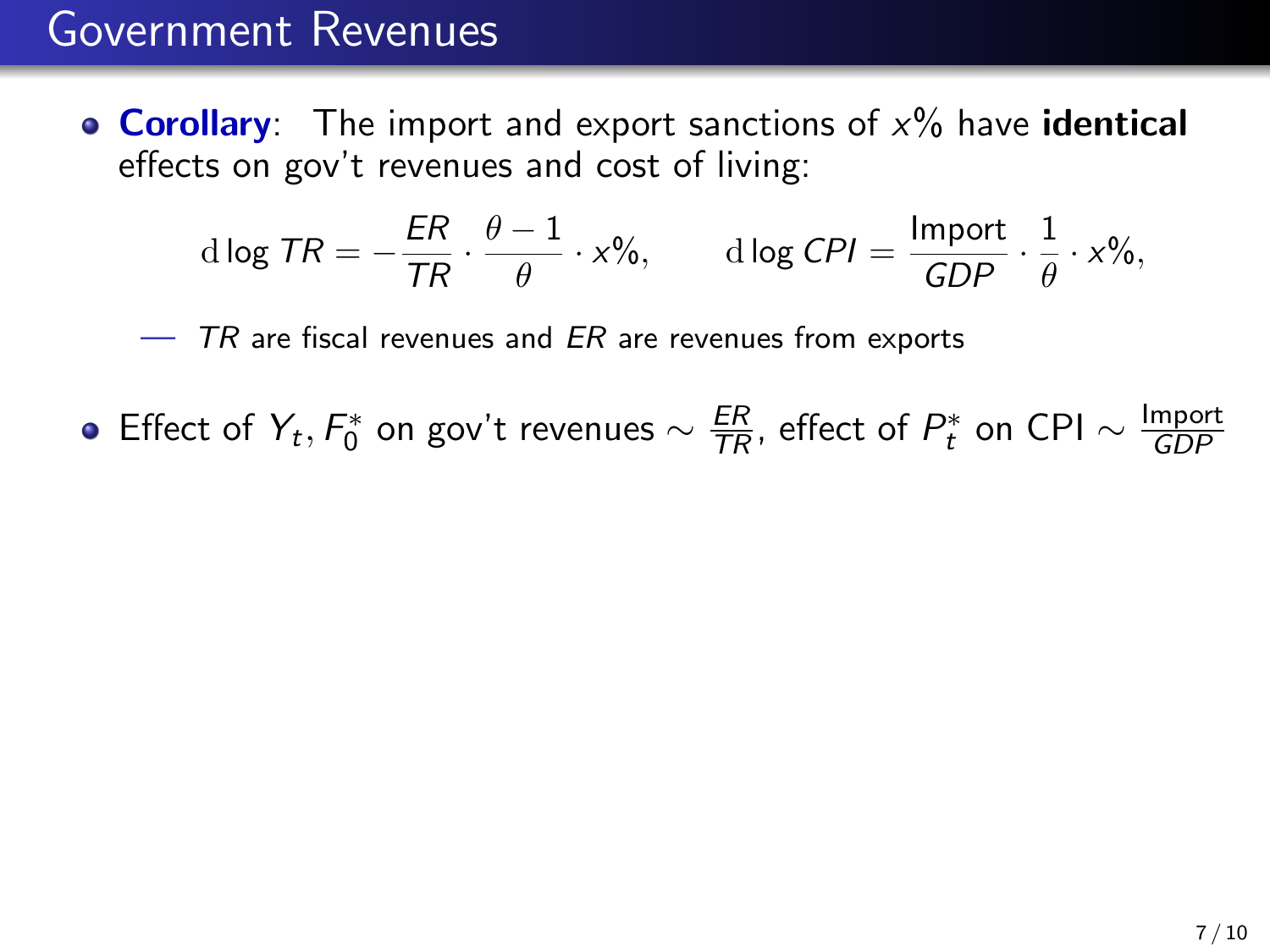## Government Revenues

- **Corollary**: The import and export sanctions of $x\%$ have **identical** effects on gov't revenues and cost of living:

$$\mathrm{d}\log TR = -\frac{ER}{TR} \cdot \frac{\theta - 1}{\theta} \cdot x\%, \qquad \mathrm{d}\log CPI = \frac{\text{Import}}{GDP} \cdot \frac{1}{\theta} \cdot x\%,$$

  — $TR$ are fiscal revenues and $ER$ are revenues from exports

- Effect of $Y_t, F_0^*$ on gov't revenues $\sim \frac{ER}{TR}$, effect of $P_t^*$ on CPI $\sim \frac{\text{Import}}{GDP}$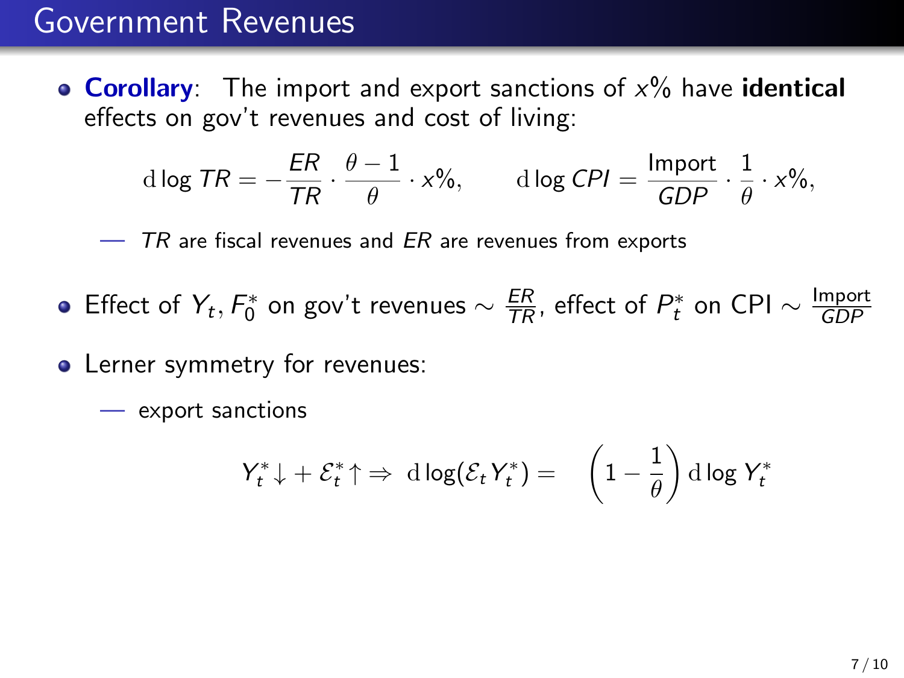# Government Revenues

- **Corollary**: The import and export sanctions of $x\%$ have **identical** effects on gov't revenues and cost of living:

$$\mathrm{d}\log TR = -\frac{ER}{TR} \cdot \frac{\theta - 1}{\theta} \cdot x\%, \qquad \mathrm{d}\log CPI = \frac{\text{Import}}{GDP} \cdot \frac{1}{\theta} \cdot x\%,$$

  — $TR$ are fiscal revenues and $ER$ are revenues from exports

- Effect of $Y_t, F_0^*$ on gov't revenues $\sim \frac{ER}{TR}$, effect of $P_t^*$ on CPI $\sim \frac{\text{Import}}{GDP}$

- Lerner symmetry for revenues:

  — export sanctions

$$Y_t^* \downarrow + \mathcal{E}_t^* \uparrow \Rightarrow \mathrm{d}\log(\mathcal{E}_t Y_t^*) = \left(1 - \frac{1}{\theta}\right) \mathrm{d}\log Y_t^*$$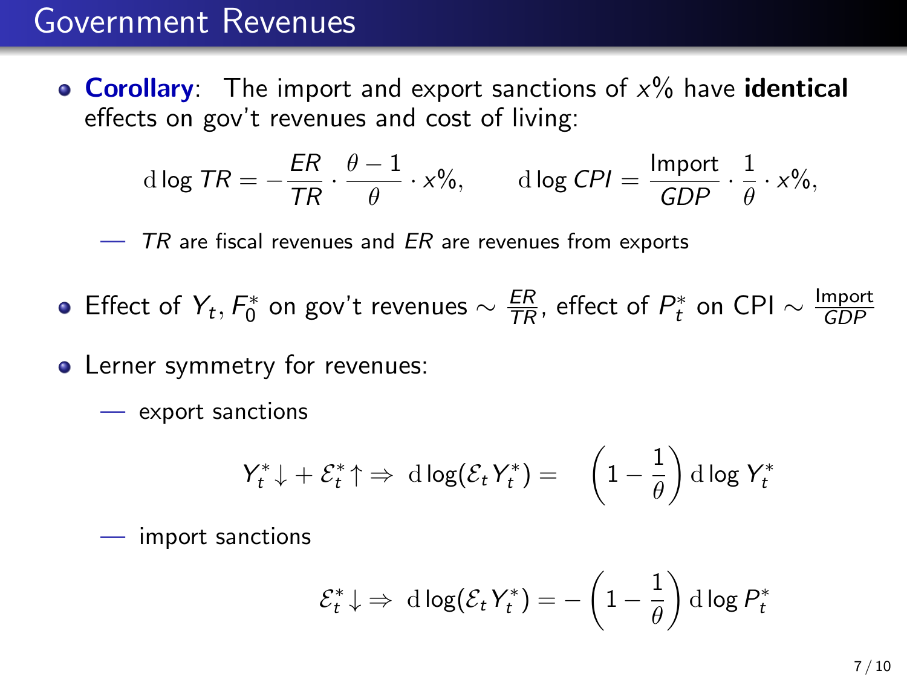## Government Revenues

- **Corollary**: The import and export sanctions of $x\%$ have **identical** effects on gov't revenues and cost of living:

$$\mathrm{d}\log TR = -\frac{ER}{TR} \cdot \frac{\theta - 1}{\theta} \cdot x\%, \qquad \mathrm{d}\log CPI = \frac{\text{Import}}{GDP} \cdot \frac{1}{\theta} \cdot x\%,$$

  — $TR$ are fiscal revenues and $ER$ are revenues from exports

- Effect of $Y_t, F_0^*$ on gov't revenues $\sim \frac{ER}{TR}$, effect of $P_t^*$ on CPI $\sim \frac{\text{Import}}{GDP}$

- Lerner symmetry for revenues:

  — export sanctions

$$Y_t^* \downarrow + \mathcal{E}_t^* \uparrow \Rightarrow \mathrm{d}\log(\mathcal{E}_t Y_t^*) = \left(1 - \frac{1}{\theta}\right) \mathrm{d}\log Y_t^*$$

  — import sanctions

$$\mathcal{E}_t^* \downarrow \Rightarrow \mathrm{d}\log(\mathcal{E}_t Y_t^*) = -\left(1 - \frac{1}{\theta}\right) \mathrm{d}\log P_t^*$$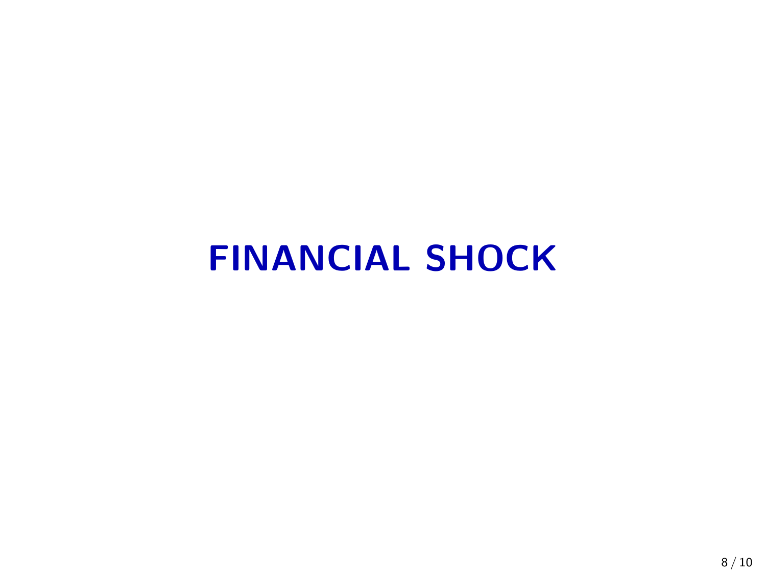# FINANCIAL SHOCK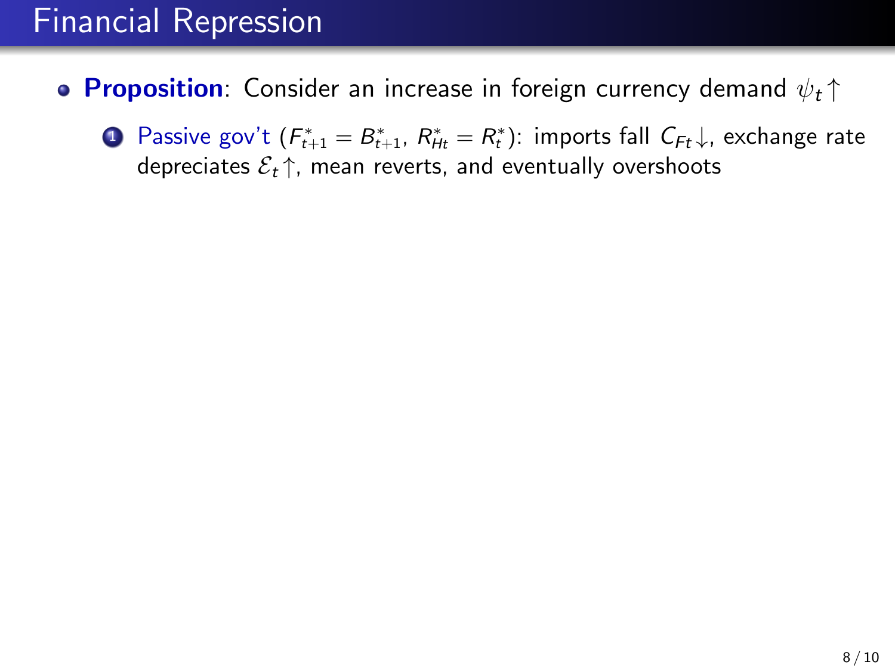# Financial Repression

- **Proposition**: Consider an increase in foreign currency demand $\psi_t\uparrow$
  1. Passive gov't ($F^*_{t+1} = B^*_{t+1}$, $R^*_{Ht} = R^*_t$): imports fall $C_{Ft}\downarrow$, exchange rate depreciates $\mathcal{E}_t\uparrow$, mean reverts, and eventually overshoots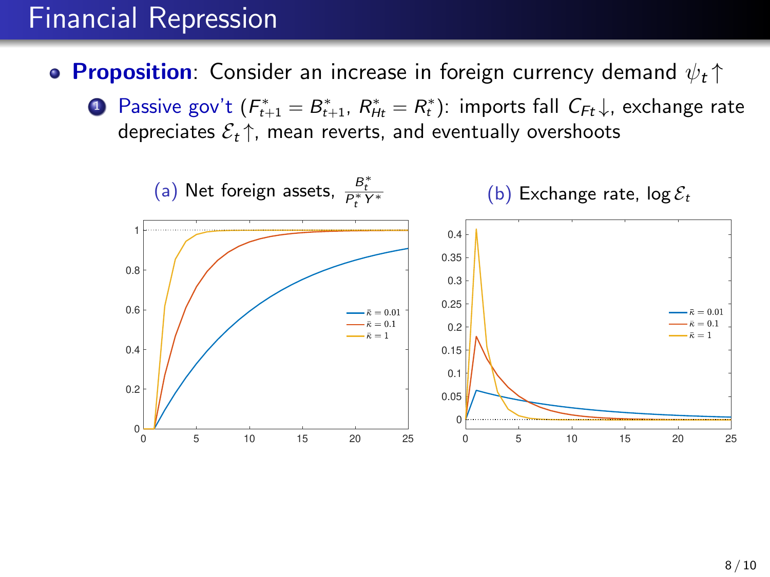# Financial Repression

- **Proposition**: Consider an increase in foreign currency demand $\psi_t \uparrow$
  1. Passive gov't ($F^*_{t+1} = B^*_{t+1}$, $R^*_{Ht} = R^*_t$): imports fall $C_{Ft}\downarrow$, exchange rate depreciates $\mathcal{E}_t\uparrow$, mean reverts, and eventually overshoots

(a) Net foreign assets, $\frac{B^*_t}{P^*_t Y^*}$

(b) Exchange rate, $\log \mathcal{E}_t$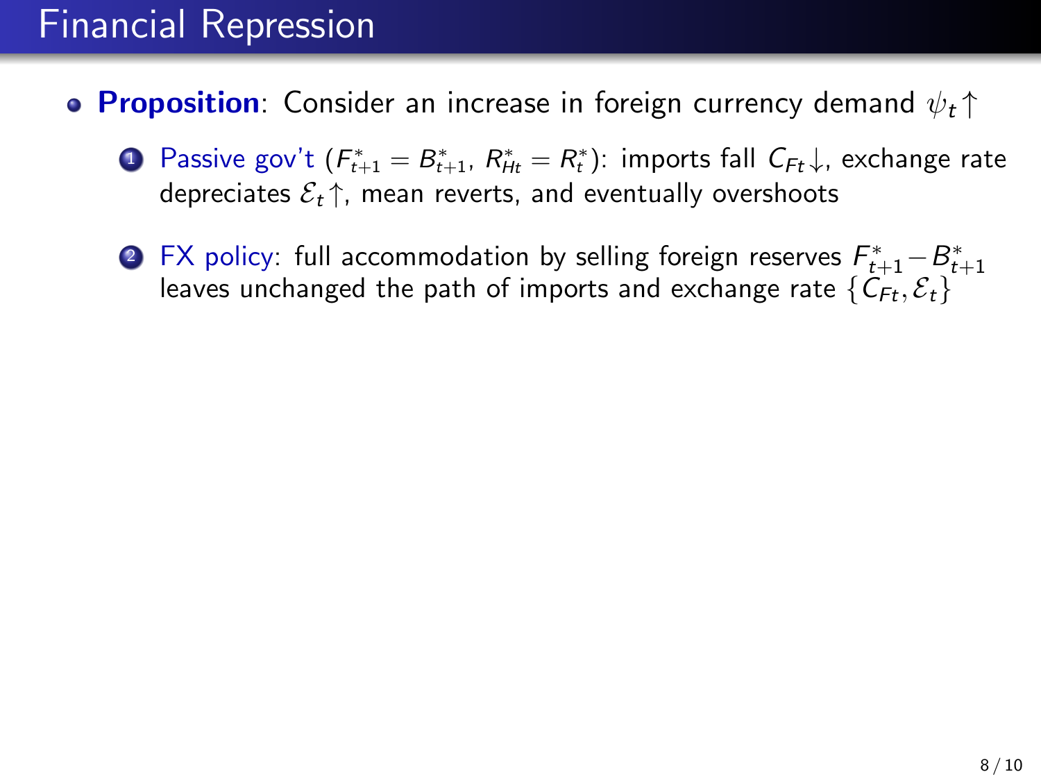# Financial Repression

- **Proposition**: Consider an increase in foreign currency demand $\psi_t \uparrow$

  1. Passive gov't ($F^*_{t+1} = B^*_{t+1}$, $R^*_{Ht} = R^*_t$): imports fall $C_{Ft}\downarrow$, exchange rate depreciates $\mathcal{E}_t\uparrow$, mean reverts, and eventually overshoots

  2. FX policy: full accommodation by selling foreign reserves $F^*_{t+1} - B^*_{t+1}$ leaves unchanged the path of imports and exchange rate $\{C_{Ft}, \mathcal{E}_t\}$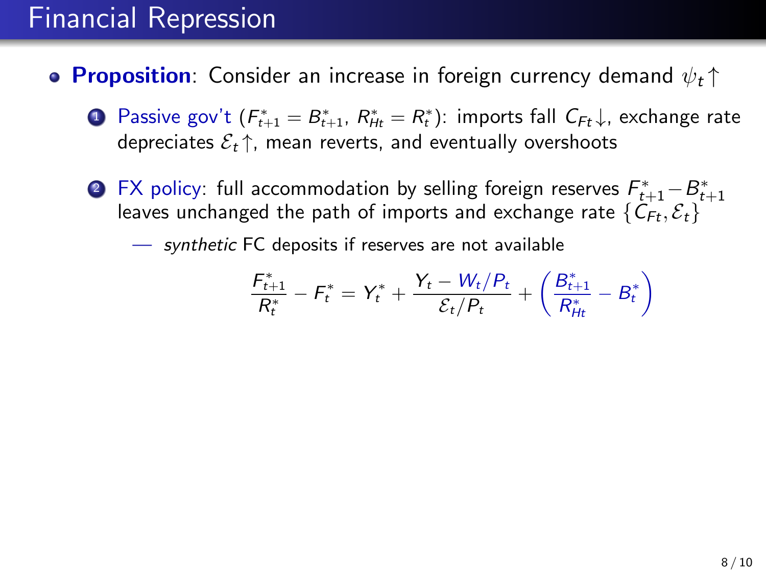# Financial Repression

- **Proposition**: Consider an increase in foreign currency demand $\psi_t \uparrow$
  1. Passive gov't ($F^*_{t+1} = B^*_{t+1}$, $R^*_{Ht} = R^*_t$): imports fall $C_{Ft}\downarrow$, exchange rate depreciates $\mathcal{E}_t\uparrow$, mean reverts, and eventually overshoots
  2. FX policy: full accommodation by selling foreign reserves $F^*_{t+1} - B^*_{t+1}$ leaves unchanged the path of imports and exchange rate $\{C_{Ft}, \mathcal{E}_t\}$

     — *synthetic* FC deposits if reserves are not available

$$\frac{F^*_{t+1}}{R^*_t} - F^*_t = Y^*_t + \frac{Y_t - W_t/P_t}{\mathcal{E}_t/P_t} + \left(\frac{B^*_{t+1}}{R^*_{Ht}} - B^*_t\right)$$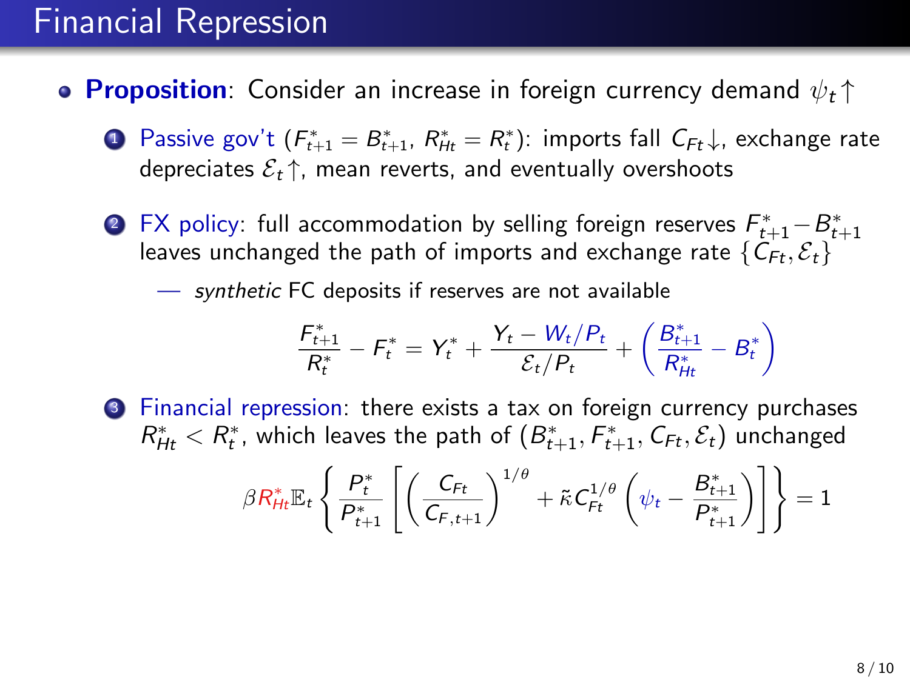# Financial Repression

- **Proposition**: Consider an increase in foreign currency demand $\psi_t \uparrow$
  1. Passive gov't ($F^*_{t+1} = B^*_{t+1}$, $R^*_{Ht} = R^*_t$): imports fall $C_{Ft}\downarrow$, exchange rate depreciates $\mathcal{E}_t\uparrow$, mean reverts, and eventually overshoots
  2. FX policy: full accommodation by selling foreign reserves $F^*_{t+1} - B^*_{t+1}$ leaves unchanged the path of imports and exchange rate $\{C_{Ft}, \mathcal{E}_t\}$
     — *synthetic* FC deposits if reserves are not available

$$\frac{F^*_{t+1}}{R^*_t} - F^*_t = Y^*_t + \frac{Y_t - W_t/P_t}{\mathcal{E}_t/P_t} + \left(\frac{B^*_{t+1}}{R^*_{Ht}} - B^*_t\right)$$

  3. Financial repression: there exists a tax on foreign currency purchases $R^*_{Ht} < R^*_t$, which leaves the path of $(B^*_{t+1}, F^*_{t+1}, C_{Ft}, \mathcal{E}_t)$ unchanged

$$\beta R^*_{Ht} \mathbb{E}_t \left\{ \frac{P^*_t}{P^*_{t+1}} \left[ \left( \frac{C_{Ft}}{C_{F,t+1}} \right)^{1/\theta} + \tilde{\kappa} C_{Ft}^{1/\theta} \left( \psi_t - \frac{B^*_{t+1}}{P^*_{t+1}} \right) \right] \right\} = 1$$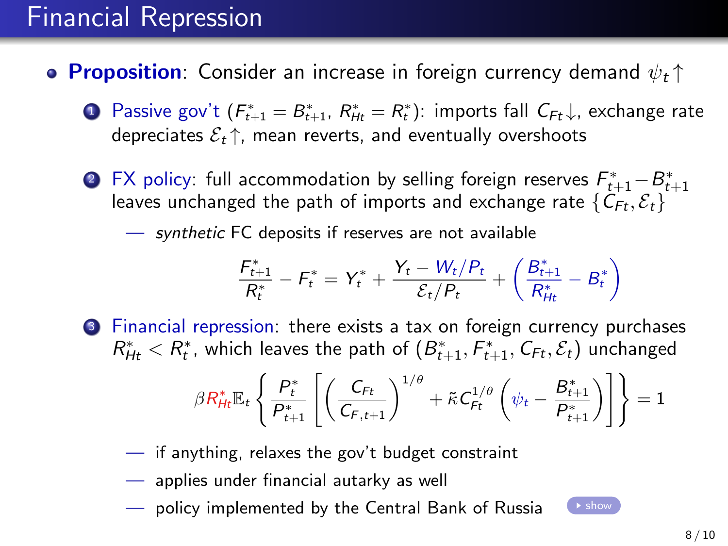# Financial Repression

- **Proposition**: Consider an increase in foreign currency demand $\psi_t \uparrow$
  1. Passive gov't ($F^*_{t+1} = B^*_{t+1}$, $R^*_{Ht} = R^*_t$): imports fall $C_{Ft}\downarrow$, exchange rate depreciates $\mathcal{E}_t \uparrow$, mean reverts, and eventually overshoots
  2. FX policy: full accommodation by selling foreign reserves $F^*_{t+1} - B^*_{t+1}$ leaves unchanged the path of imports and exchange rate $\{C_{Ft}, \mathcal{E}_t\}$
     — *synthetic* FC deposits if reserves are not available

$$\frac{F^*_{t+1}}{R^*_t} - F^*_t = Y^*_t + \frac{Y_t - W_t/P_t}{\mathcal{E}_t/P_t} + \left(\frac{B^*_{t+1}}{R^*_{Ht}} - B^*_t\right)$$

  3. Financial repression: there exists a tax on foreign currency purchases $R^*_{Ht} < R^*_t$, which leaves the path of $(B^*_{t+1}, F^*_{t+1}, C_{Ft}, \mathcal{E}_t)$ unchanged

$$\beta R^*_{Ht} \mathbb{E}_t \left\{ \frac{P^*_t}{P^*_{t+1}} \left[ \left( \frac{C_{Ft}}{C_{F,t+1}} \right)^{1/\theta} + \tilde{\kappa} C_{Ft}^{1/\theta} \left( \psi_t - \frac{B^*_{t+1}}{P^*_{t+1}} \right) \right] \right\} = 1$$

     — if anything, relaxes the gov't budget constraint
     — applies under financial autarky as well
     — policy implemented by the Central Bank of Russia ▸ show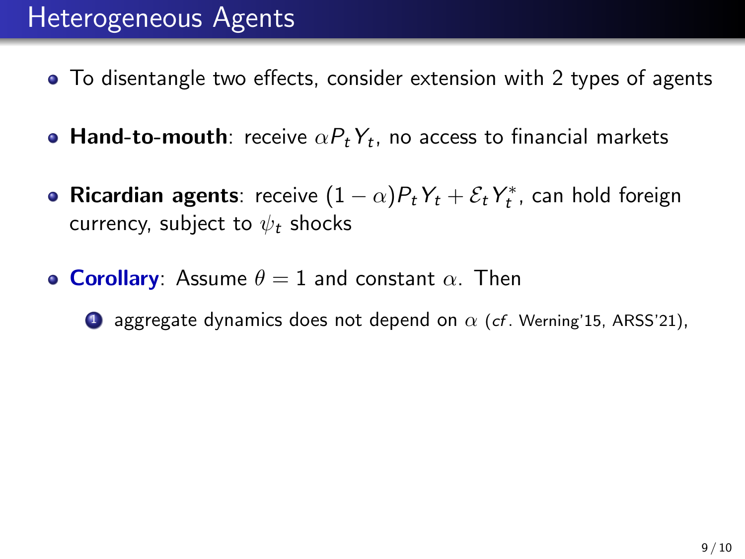# Heterogeneous Agents

- To disentangle two effects, consider extension with 2 types of agents
- **Hand-to-mouth**: receive $\alpha P_t Y_t$, no access to financial markets
- **Ricardian agents**: receive $(1-\alpha)P_t Y_t + \mathcal{E}_t Y_t^*$, can hold foreign currency, subject to $\psi_t$ shocks
- **Corollary**: Assume $\theta = 1$ and constant $\alpha$. Then
  1. aggregate dynamics does not depend on $\alpha$ (*cf*. Werning'15, ARSS'21),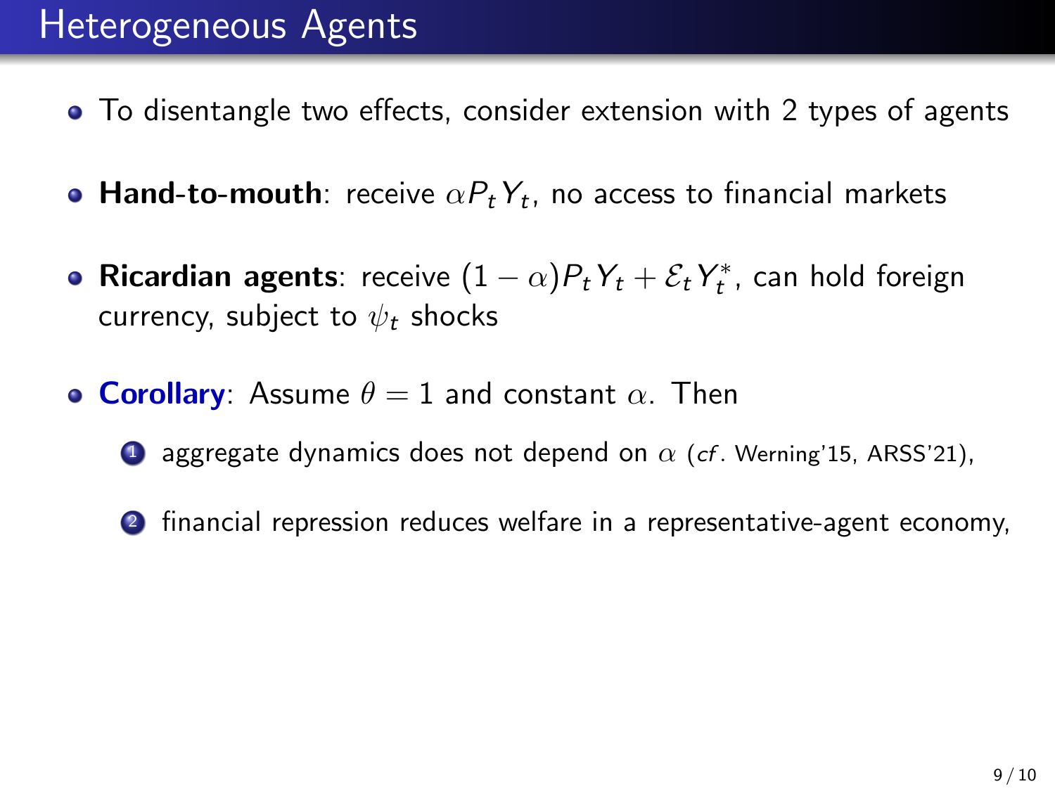# Heterogeneous Agents

- To disentangle two effects, consider extension with 2 types of agents
- **Hand-to-mouth**: receive $\alpha P_t Y_t$, no access to financial markets
- **Ricardian agents**: receive $(1-\alpha)P_t Y_t + \mathcal{E}_t Y_t^*$, can hold foreign currency, subject to $\psi_t$ shocks
- **Corollary**: Assume $\theta = 1$ and constant $\alpha$. Then
  1. aggregate dynamics does not depend on $\alpha$ (*cf*. Werning'15, ARSS'21),
  2. financial repression reduces welfare in a representative-agent economy,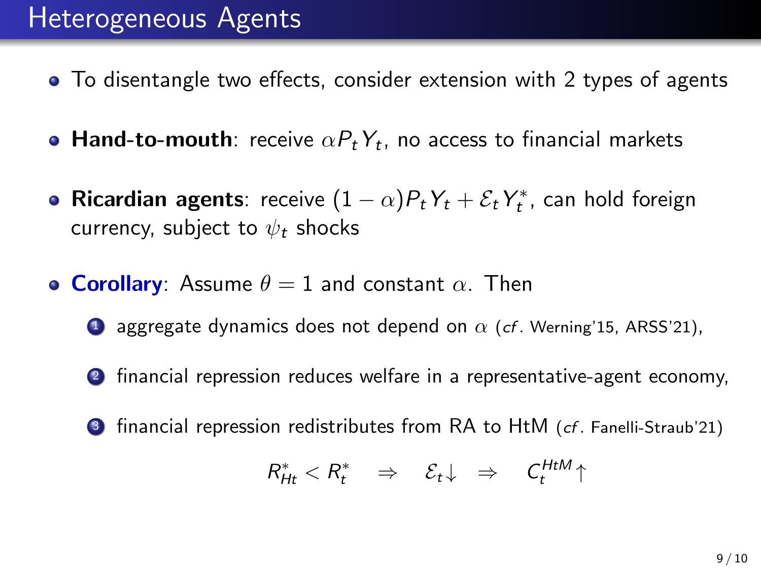# Heterogeneous Agents

- To disentangle two effects, consider extension with 2 types of agents
- **Hand-to-mouth**: receive $\alpha P_t Y_t$, no access to financial markets
- **Ricardian agents**: receive $(1-\alpha)P_t Y_t + \mathcal{E}_t Y_t^*$, can hold foreign currency, subject to $\psi_t$ shocks
- **Corollary**: Assume $\theta = 1$ and constant $\alpha$. Then
  1. aggregate dynamics does not depend on $\alpha$ (*cf*. Werning'15, ARSS'21),
  2. financial repression reduces welfare in a representative-agent economy,
  3. financial repression redistributes from RA to HtM (*cf*. Fanelli-Straub'21)

$$R^*_{Ht} < R^*_t \quad \Rightarrow \quad \mathcal{E}_t\downarrow \quad \Rightarrow \quad C^{HtM}_t\uparrow$$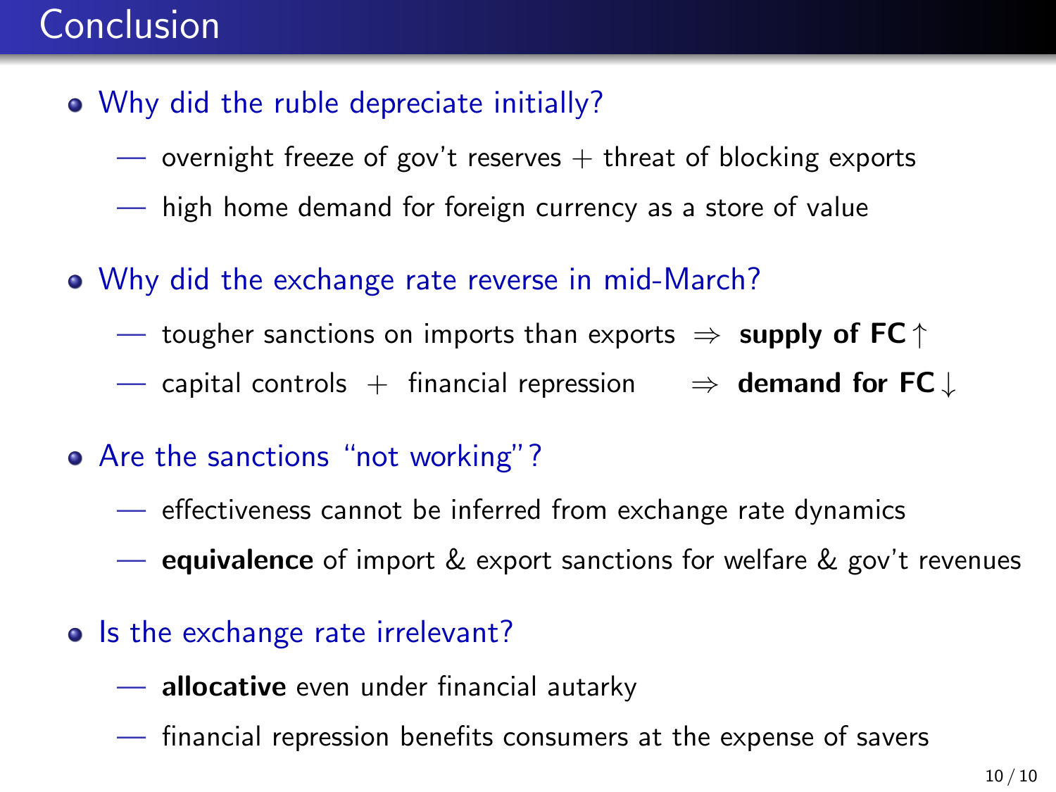# Conclusion

- Why did the ruble depreciate initially?
  - — overnight freeze of gov't reserves + threat of blocking exports
  - — high home demand for foreign currency as a store of value
- Why did the exchange rate reverse in mid-March?
  - — tougher sanctions on imports than exports $\Rightarrow$ **supply of FC** $\uparrow$
  - — capital controls + financial repression $\Rightarrow$ **demand for FC** $\downarrow$
- Are the sanctions "not working"?
  - — effectiveness cannot be inferred from exchange rate dynamics
  - — **equivalence** of import & export sanctions for welfare & gov't revenues
- Is the exchange rate irrelevant?
  - — **allocative** even under financial autarky
  - — financial repression benefits consumers at the expense of savers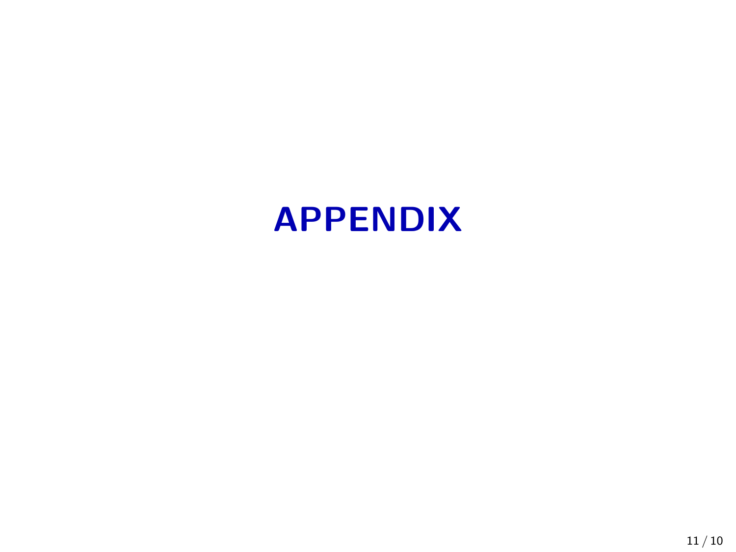# APPENDIX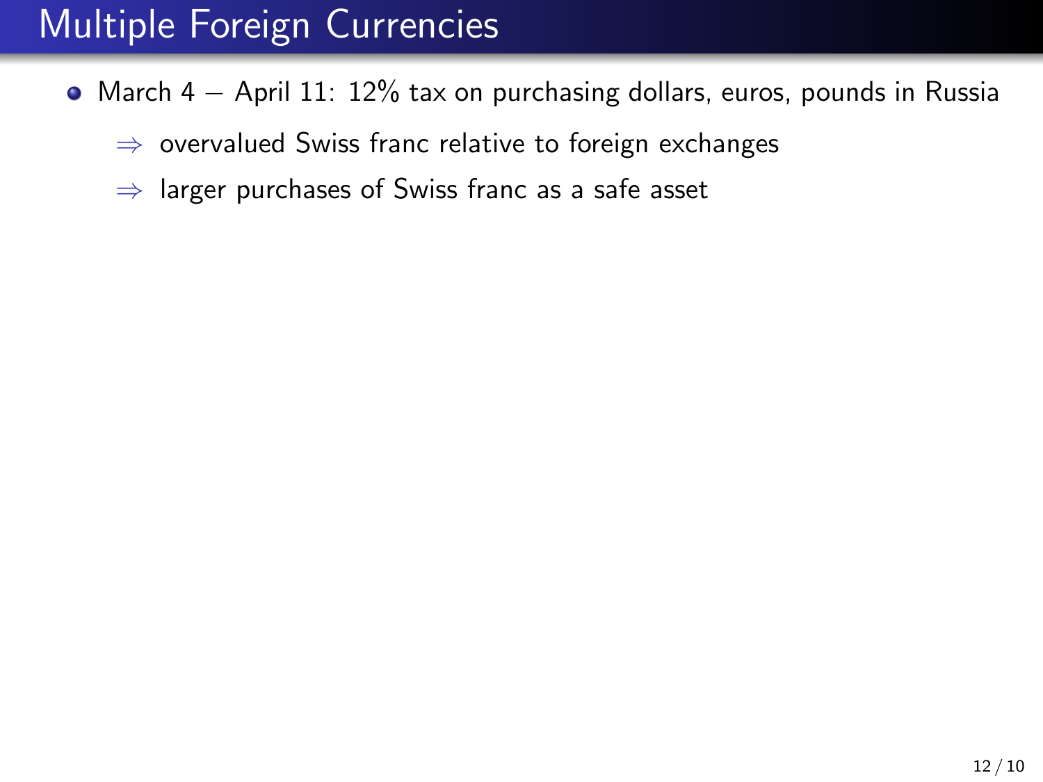# Multiple Foreign Currencies

- March 4 – April 11: 12% tax on purchasing dollars, euros, pounds in Russia
  - $\Rightarrow$ overvalued Swiss franc relative to foreign exchanges
  - $\Rightarrow$ larger purchases of Swiss franc as a safe asset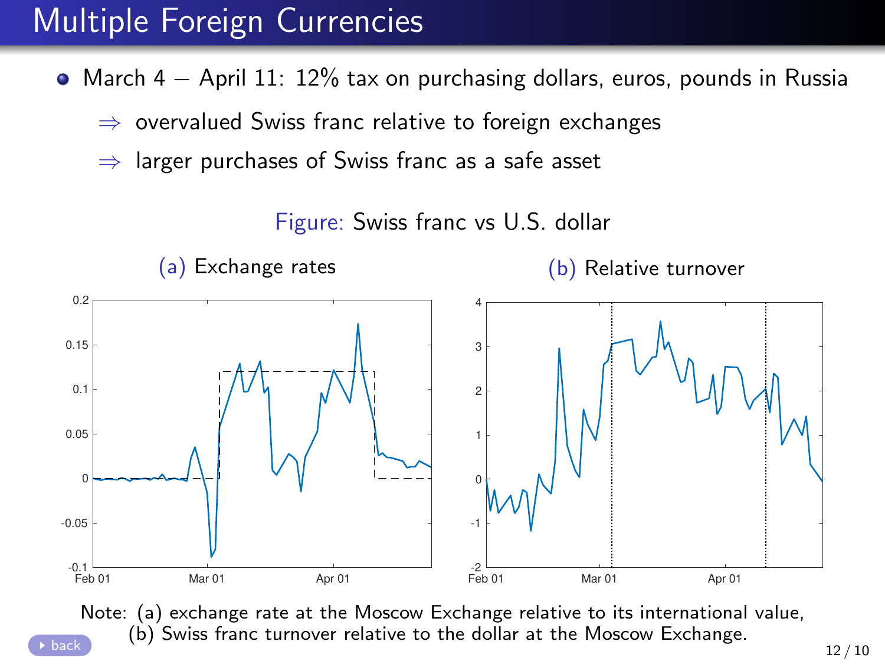# Multiple Foreign Currencies

- March 4 – April 11: 12% tax on purchasing dollars, euros, pounds in Russia
  - ⇒ overvalued Swiss franc relative to foreign exchanges
  - ⇒ larger purchases of Swiss franc as a safe asset

Figure: Swiss franc vs U.S. dollar

(a) Exchange rates

0.2
0.15
0.1
0.05
0
-0.05
-0.1
Feb 01
Mar 01
Apr 01

(b) Relative turnover

4
3
2
1
0
-1
-2
Feb 01
Mar 01
Apr 01

Note: (a) exchange rate at the Moscow Exchange relative to its international value, (b) Swiss franc turnover relative to the dollar at the Moscow Exchange.

back